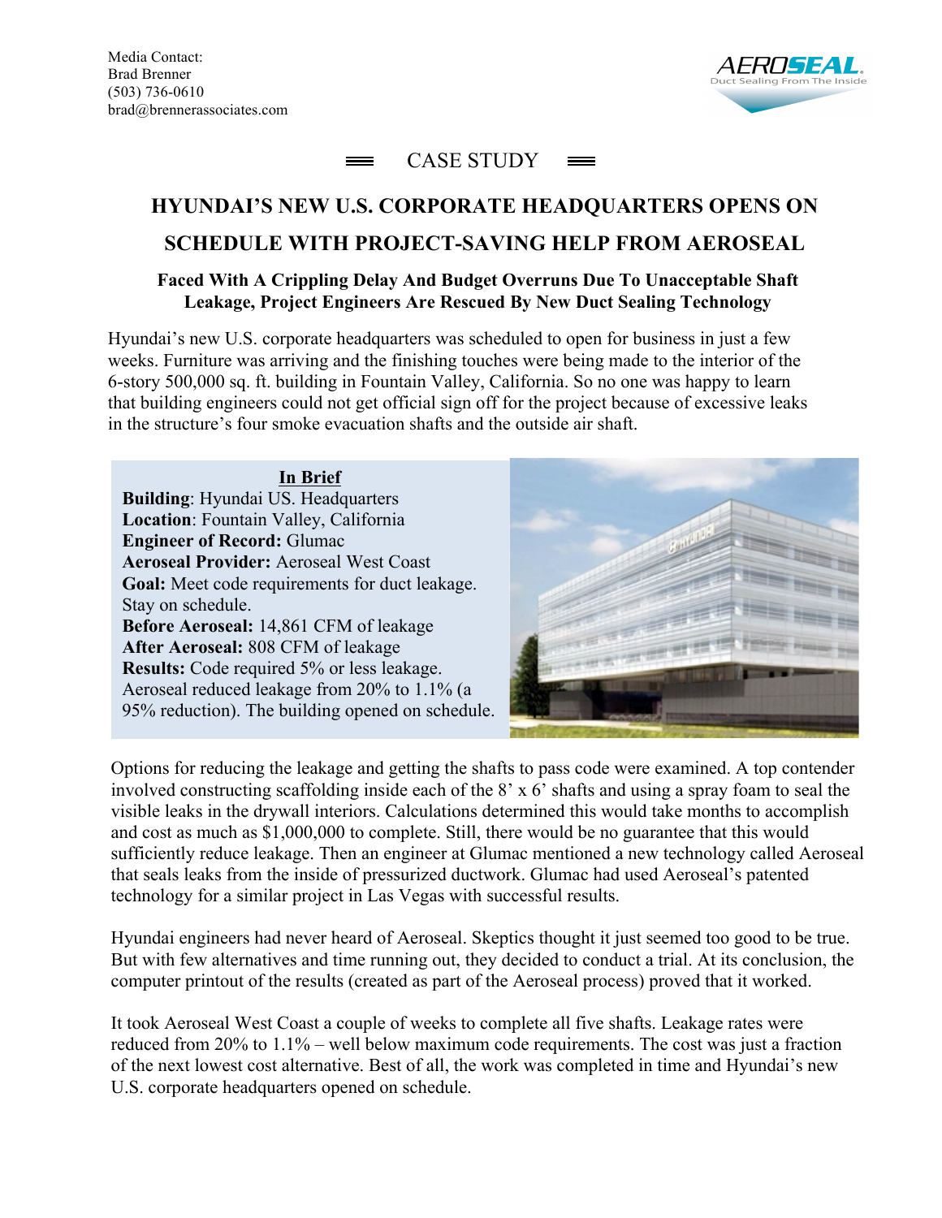Media Contact:
Brad Brenner
(503) 736-0610
brad@brennerassociates.com

AEROSEAL
Duct Sealing From The Inside

CASE STUDY

# HYUNDAI'S NEW U.S. CORPORATE HEADQUARTERS OPENS ON SCHEDULE WITH PROJECT-SAVING HELP FROM AEROSEAL

### Faced With A Crippling Delay And Budget Overruns Due To Unacceptable Shaft Leakage, Project Engineers Are Rescued By New Duct Sealing Technology

Hyundai's new U.S. corporate headquarters was scheduled to open for business in just a few weeks. Furniture was arriving and the finishing touches were being made to the interior of the 6-story 500,000 sq. ft. building in Fountain Valley, California. So no one was happy to learn that building engineers could not get official sign off for the project because of excessive leaks in the structure's four smoke evacuation shafts and the outside air shaft.

**In Brief**

**Building**: Hyundai US. Headquarters
**Location**: Fountain Valley, California
**Engineer of Record:** Glumac
**Aeroseal Provider:** Aeroseal West Coast
**Goal:** Meet code requirements for duct leakage. Stay on schedule.
**Before Aeroseal:** 14,861 CFM of leakage
**After Aeroseal:** 808 CFM of leakage
**Results:** Code required 5% or less leakage. Aeroseal reduced leakage from 20% to 1.1% (a 95% reduction). The building opened on schedule.

Options for reducing the leakage and getting the shafts to pass code were examined. A top contender involved constructing scaffolding inside each of the 8' x 6' shafts and using a spray foam to seal the visible leaks in the drywall interiors. Calculations determined this would take months to accomplish and cost as much as $1,000,000 to complete. Still, there would be no guarantee that this would sufficiently reduce leakage. Then an engineer at Glumac mentioned a new technology called Aeroseal that seals leaks from the inside of pressurized ductwork. Glumac had used Aeroseal's patented technology for a similar project in Las Vegas with successful results.

Hyundai engineers had never heard of Aeroseal. Skeptics thought it just seemed too good to be true. But with few alternatives and time running out, they decided to conduct a trial. At its conclusion, the computer printout of the results (created as part of the Aeroseal process) proved that it worked.

It took Aeroseal West Coast a couple of weeks to complete all five shafts. Leakage rates were reduced from 20% to 1.1% – well below maximum code requirements. The cost was just a fraction of the next lowest cost alternative. Best of all, the work was completed in time and Hyundai's new U.S. corporate headquarters opened on schedule.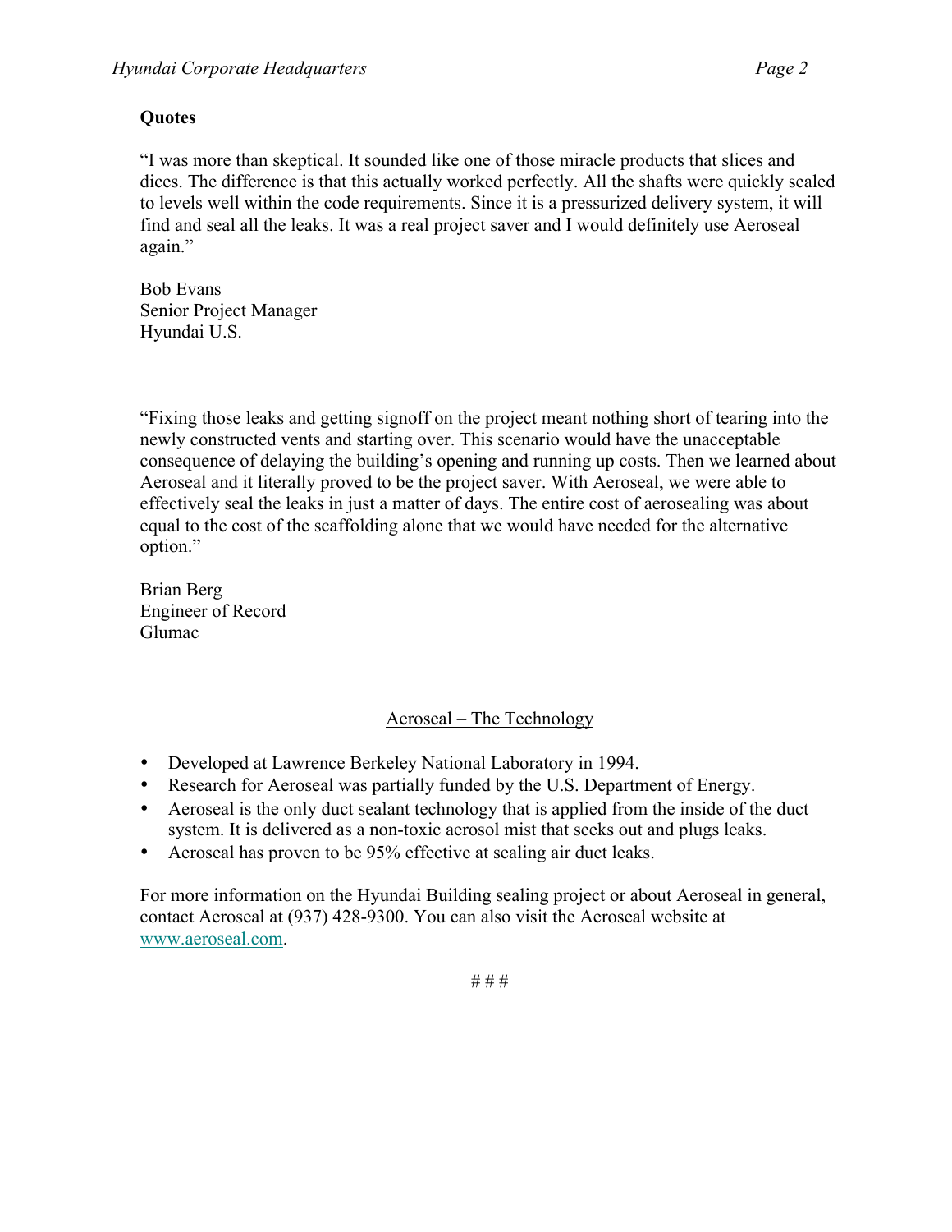**Quotes**

"I was more than skeptical. It sounded like one of those miracle products that slices and dices. The difference is that this actually worked perfectly. All the shafts were quickly sealed to levels well within the code requirements. Since it is a pressurized delivery system, it will find and seal all the leaks. It was a real project saver and I would definitely use Aeroseal again."

Bob Evans
Senior Project Manager
Hyundai U.S.

"Fixing those leaks and getting signoff on the project meant nothing short of tearing into the newly constructed vents and starting over. This scenario would have the unacceptable consequence of delaying the building's opening and running up costs. Then we learned about Aeroseal and it literally proved to be the project saver. With Aeroseal, we were able to effectively seal the leaks in just a matter of days. The entire cost of aerosealing was about equal to the cost of the scaffolding alone that we would have needed for the alternative option."

Brian Berg
Engineer of Record
Glumac

<u>Aeroseal – The Technology</u>

- Developed at Lawrence Berkeley National Laboratory in 1994.
- Research for Aeroseal was partially funded by the U.S. Department of Energy.
- Aeroseal is the only duct sealant technology that is applied from the inside of the duct system. It is delivered as a non-toxic aerosol mist that seeks out and plugs leaks.
- Aeroseal has proven to be 95% effective at sealing air duct leaks.

For more information on the Hyundai Building sealing project or about Aeroseal in general, contact Aeroseal at (937) 428-9300. You can also visit the Aeroseal website at www.aeroseal.com.

# # #